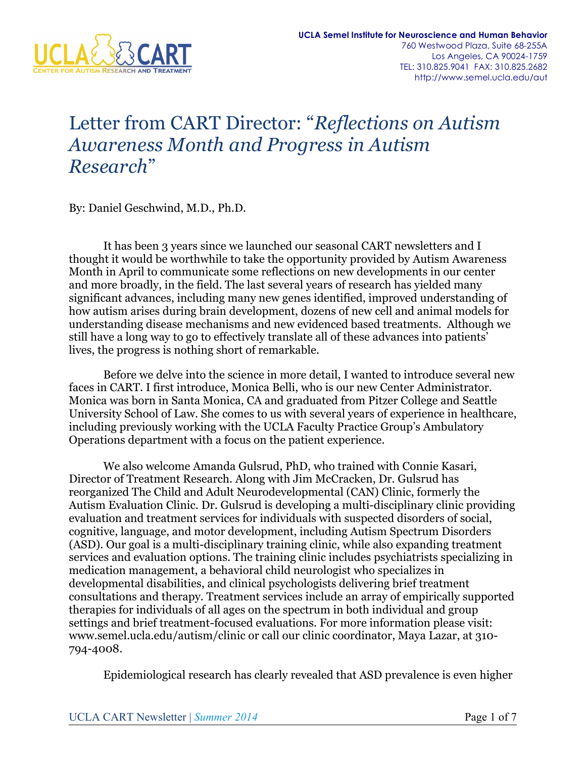UCLA Semel Institute for Neuroscience and Human Behavior
760 Westwood Plaza, Suite 68-255A
Los Angeles, CA 90024-1759
TEL: 310.825.9041 FAX: 310.825.2682
http://www.semel.ucla.edu/aut

# Letter from CART Director: "*Reflections on Autism Awareness Month and Progress in Autism Research*"

By: Daniel Geschwind, M.D., Ph.D.

It has been 3 years since we launched our seasonal CART newsletters and I thought it would be worthwhile to take the opportunity provided by Autism Awareness Month in April to communicate some reflections on new developments in our center and more broadly, in the field. The last several years of research has yielded many significant advances, including many new genes identified, improved understanding of how autism arises during brain development, dozens of new cell and animal models for understanding disease mechanisms and new evidenced based treatments. Although we still have a long way to go to effectively translate all of these advances into patients' lives, the progress is nothing short of remarkable.

Before we delve into the science in more detail, I wanted to introduce several new faces in CART. I first introduce, Monica Belli, who is our new Center Administrator. Monica was born in Santa Monica, CA and graduated from Pitzer College and Seattle University School of Law. She comes to us with several years of experience in healthcare, including previously working with the UCLA Faculty Practice Group's Ambulatory Operations department with a focus on the patient experience.

We also welcome Amanda Gulsrud, PhD, who trained with Connie Kasari, Director of Treatment Research. Along with Jim McCracken, Dr. Gulsrud has reorganized The Child and Adult Neurodevelopmental (CAN) Clinic, formerly the Autism Evaluation Clinic. Dr. Gulsrud is developing a multi-disciplinary clinic providing evaluation and treatment services for individuals with suspected disorders of social, cognitive, language, and motor development, including Autism Spectrum Disorders (ASD). Our goal is a multi-disciplinary training clinic, while also expanding treatment services and evaluation options. The training clinic includes psychiatrists specializing in medication management, a behavioral child neurologist who specializes in developmental disabilities, and clinical psychologists delivering brief treatment consultations and therapy. Treatment services include an array of empirically supported therapies for individuals of all ages on the spectrum in both individual and group settings and brief treatment-focused evaluations. For more information please visit: www.semel.ucla.edu/autism/clinic or call our clinic coordinator, Maya Lazar, at 310-794-4008.

Epidemiological research has clearly revealed that ASD prevalence is even higher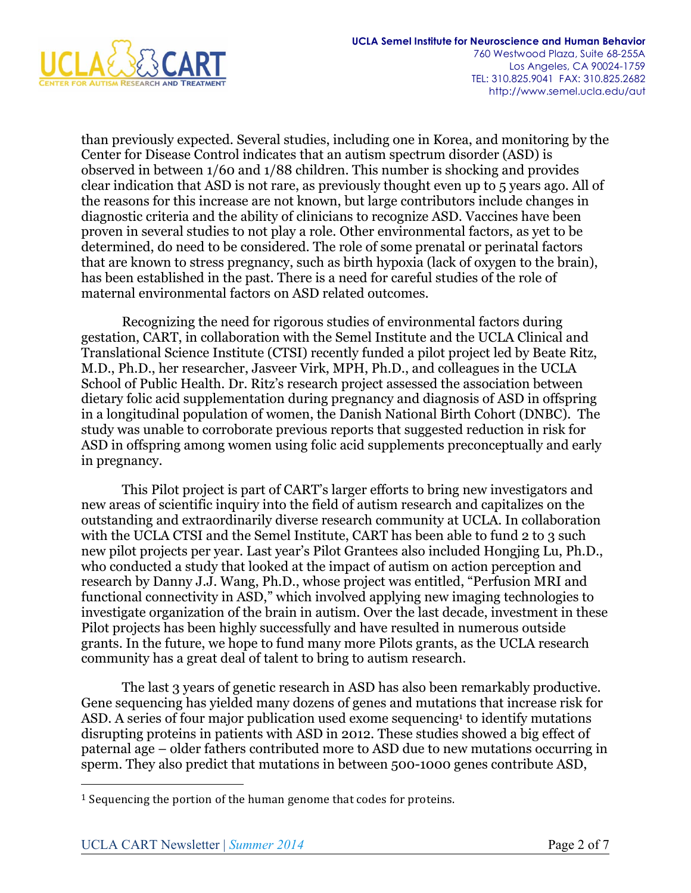than previously expected. Several studies, including one in Korea, and monitoring by the Center for Disease Control indicates that an autism spectrum disorder (ASD) is observed in between 1/60 and 1/88 children. This number is shocking and provides clear indication that ASD is not rare, as previously thought even up to 5 years ago. All of the reasons for this increase are not known, but large contributors include changes in diagnostic criteria and the ability of clinicians to recognize ASD. Vaccines have been proven in several studies to not play a role. Other environmental factors, as yet to be determined, do need to be considered. The role of some prenatal or perinatal factors that are known to stress pregnancy, such as birth hypoxia (lack of oxygen to the brain), has been established in the past. There is a need for careful studies of the role of maternal environmental factors on ASD related outcomes.

Recognizing the need for rigorous studies of environmental factors during gestation, CART, in collaboration with the Semel Institute and the UCLA Clinical and Translational Science Institute (CTSI) recently funded a pilot project led by Beate Ritz, M.D., Ph.D., her researcher, Jasveer Virk, MPH, Ph.D., and colleagues in the UCLA School of Public Health. Dr. Ritz's research project assessed the association between dietary folic acid supplementation during pregnancy and diagnosis of ASD in offspring in a longitudinal population of women, the Danish National Birth Cohort (DNBC). The study was unable to corroborate previous reports that suggested reduction in risk for ASD in offspring among women using folic acid supplements preconceptually and early in pregnancy.

This Pilot project is part of CART's larger efforts to bring new investigators and new areas of scientific inquiry into the field of autism research and capitalizes on the outstanding and extraordinarily diverse research community at UCLA. In collaboration with the UCLA CTSI and the Semel Institute, CART has been able to fund 2 to 3 such new pilot projects per year. Last year's Pilot Grantees also included Hongjing Lu, Ph.D., who conducted a study that looked at the impact of autism on action perception and research by Danny J.J. Wang, Ph.D., whose project was entitled, "Perfusion MRI and functional connectivity in ASD," which involved applying new imaging technologies to investigate organization of the brain in autism. Over the last decade, investment in these Pilot projects has been highly successfully and have resulted in numerous outside grants. In the future, we hope to fund many more Pilots grants, as the UCLA research community has a great deal of talent to bring to autism research.

The last 3 years of genetic research in ASD has also been remarkably productive. Gene sequencing has yielded many dozens of genes and mutations that increase risk for ASD. A series of four major publication used exome sequencing[1] to identify mutations disrupting proteins in patients with ASD in 2012. These studies showed a big effect of paternal age – older fathers contributed more to ASD due to new mutations occurring in sperm. They also predict that mutations in between 500-1000 genes contribute ASD,

[1] Sequencing the portion of the human genome that codes for proteins.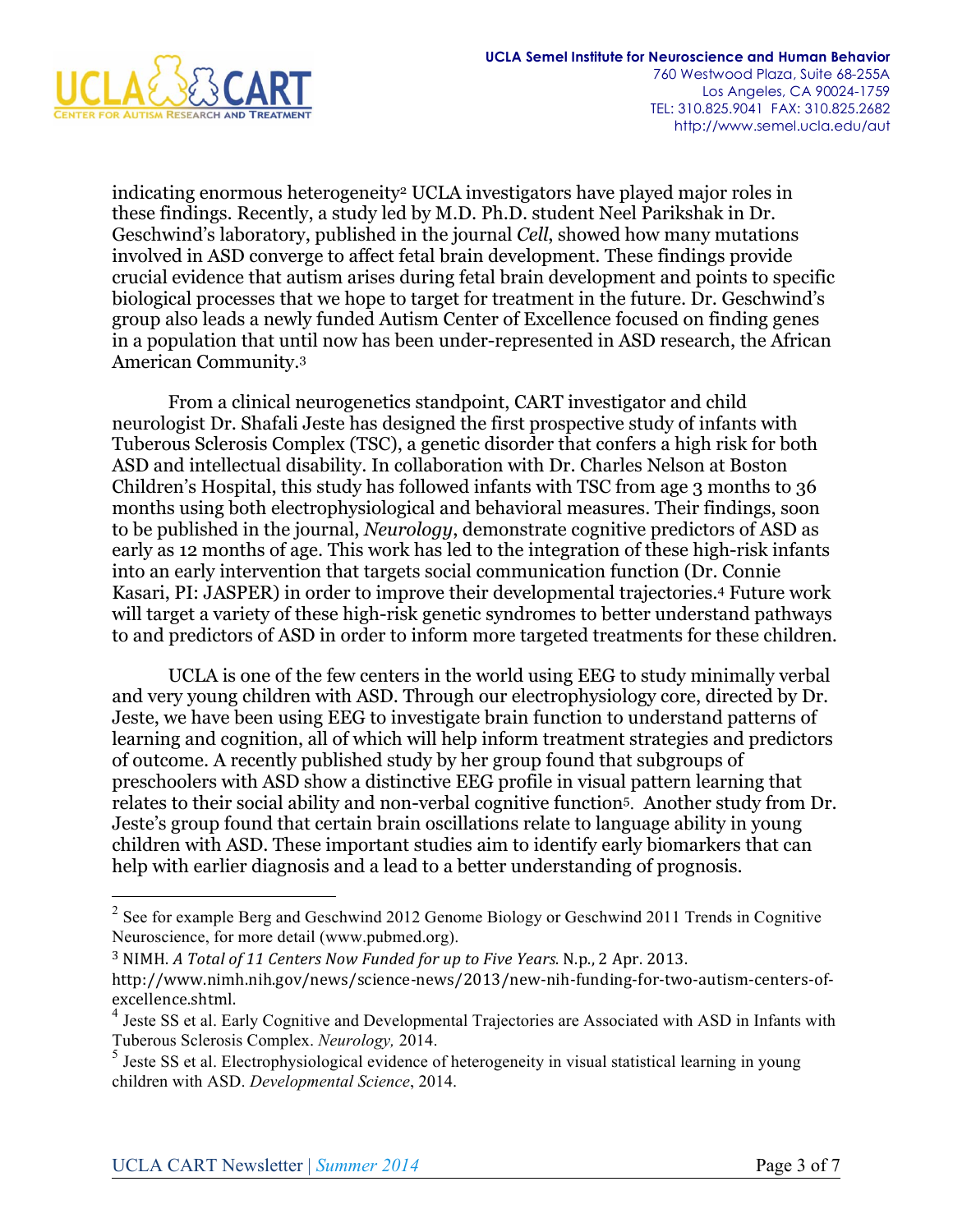indicating enormous heterogeneity[2] UCLA investigators have played major roles in these findings. Recently, a study led by M.D. Ph.D. student Neel Parikshak in Dr. Geschwind's laboratory, published in the journal *Cell*, showed how many mutations involved in ASD converge to affect fetal brain development. These findings provide crucial evidence that autism arises during fetal brain development and points to specific biological processes that we hope to target for treatment in the future. Dr. Geschwind's group also leads a newly funded Autism Center of Excellence focused on finding genes in a population that until now has been under-represented in ASD research, the African American Community.[3]

From a clinical neurogenetics standpoint, CART investigator and child neurologist Dr. Shafali Jeste has designed the first prospective study of infants with Tuberous Sclerosis Complex (TSC), a genetic disorder that confers a high risk for both ASD and intellectual disability. In collaboration with Dr. Charles Nelson at Boston Children's Hospital, this study has followed infants with TSC from age 3 months to 36 months using both electrophysiological and behavioral measures. Their findings, soon to be published in the journal, *Neurology*, demonstrate cognitive predictors of ASD as early as 12 months of age. This work has led to the integration of these high-risk infants into an early intervention that targets social communication function (Dr. Connie Kasari, PI: JASPER) in order to improve their developmental trajectories.[4] Future work will target a variety of these high-risk genetic syndromes to better understand pathways to and predictors of ASD in order to inform more targeted treatments for these children.

UCLA is one of the few centers in the world using EEG to study minimally verbal and very young children with ASD. Through our electrophysiology core, directed by Dr. Jeste, we have been using EEG to investigate brain function to understand patterns of learning and cognition, all of which will help inform treatment strategies and predictors of outcome. A recently published study by her group found that subgroups of preschoolers with ASD show a distinctive EEG profile in visual pattern learning that relates to their social ability and non-verbal cognitive function[5]. Another study from Dr. Jeste's group found that certain brain oscillations relate to language ability in young children with ASD. These important studies aim to identify early biomarkers that can help with earlier diagnosis and a lead to a better understanding of prognosis.

---

[2] See for example Berg and Geschwind 2012 Genome Biology or Geschwind 2011 Trends in Cognitive Neuroscience, for more detail (www.pubmed.org).

[3] NIMH. *A Total of 11 Centers Now Funded for up to Five Years*. N.p., 2 Apr. 2013. http://www.nimh.nih.gov/news/science-news/2013/new-nih-funding-for-two-autism-centers-of-excellence.shtml.

[4] Jeste SS et al. Early Cognitive and Developmental Trajectories are Associated with ASD in Infants with Tuberous Sclerosis Complex. *Neurology,* 2014.

[5] Jeste SS et al. Electrophysiological evidence of heterogeneity in visual statistical learning in young children with ASD. *Developmental Science*, 2014.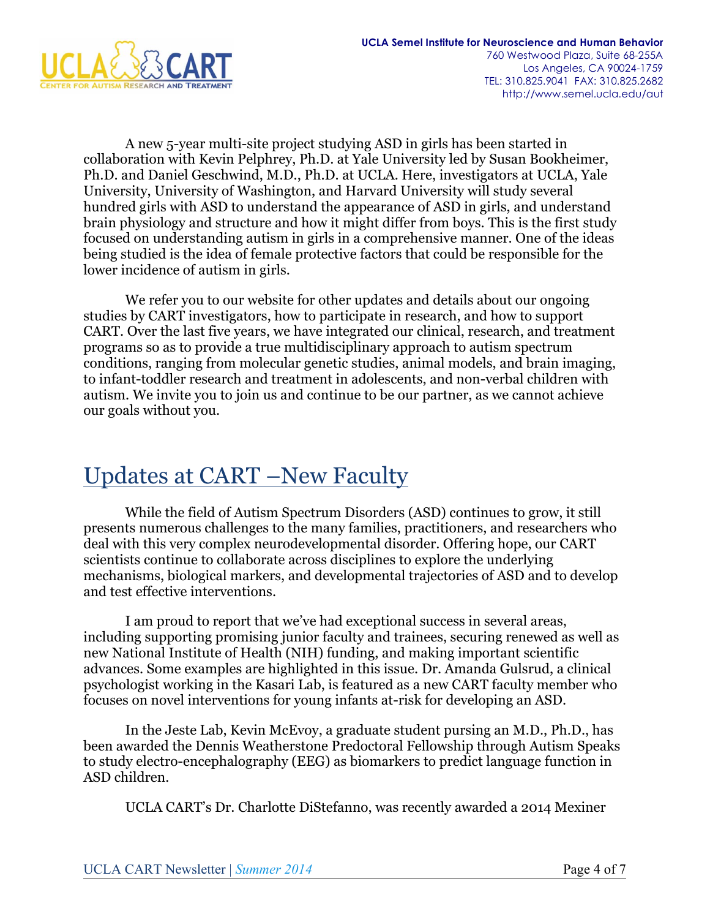A new 5-year multi-site project studying ASD in girls has been started in collaboration with Kevin Pelphrey, Ph.D. at Yale University led by Susan Bookheimer, Ph.D. and Daniel Geschwind, M.D., Ph.D. at UCLA. Here, investigators at UCLA, Yale University, University of Washington, and Harvard University will study several hundred girls with ASD to understand the appearance of ASD in girls, and understand brain physiology and structure and how it might differ from boys. This is the first study focused on understanding autism in girls in a comprehensive manner. One of the ideas being studied is the idea of female protective factors that could be responsible for the lower incidence of autism in girls.

We refer you to our website for other updates and details about our ongoing studies by CART investigators, how to participate in research, and how to support CART. Over the last five years, we have integrated our clinical, research, and treatment programs so as to provide a true multidisciplinary approach to autism spectrum conditions, ranging from molecular genetic studies, animal models, and brain imaging, to infant-toddler research and treatment in adolescents, and non-verbal children with autism. We invite you to join us and continue to be our partner, as we cannot achieve our goals without you.

# Updates at CART –New Faculty

While the field of Autism Spectrum Disorders (ASD) continues to grow, it still presents numerous challenges to the many families, practitioners, and researchers who deal with this very complex neurodevelopmental disorder. Offering hope, our CART scientists continue to collaborate across disciplines to explore the underlying mechanisms, biological markers, and developmental trajectories of ASD and to develop and test effective interventions.

I am proud to report that we've had exceptional success in several areas, including supporting promising junior faculty and trainees, securing renewed as well as new National Institute of Health (NIH) funding, and making important scientific advances. Some examples are highlighted in this issue. Dr. Amanda Gulsrud, a clinical psychologist working in the Kasari Lab, is featured as a new CART faculty member who focuses on novel interventions for young infants at-risk for developing an ASD.

In the Jeste Lab, Kevin McEvoy, a graduate student pursing an M.D., Ph.D., has been awarded the Dennis Weatherstone Predoctoral Fellowship through Autism Speaks to study electro-encephalography (EEG) as biomarkers to predict language function in ASD children.

UCLA CART's Dr. Charlotte DiStefanno, was recently awarded a 2014 Mexiner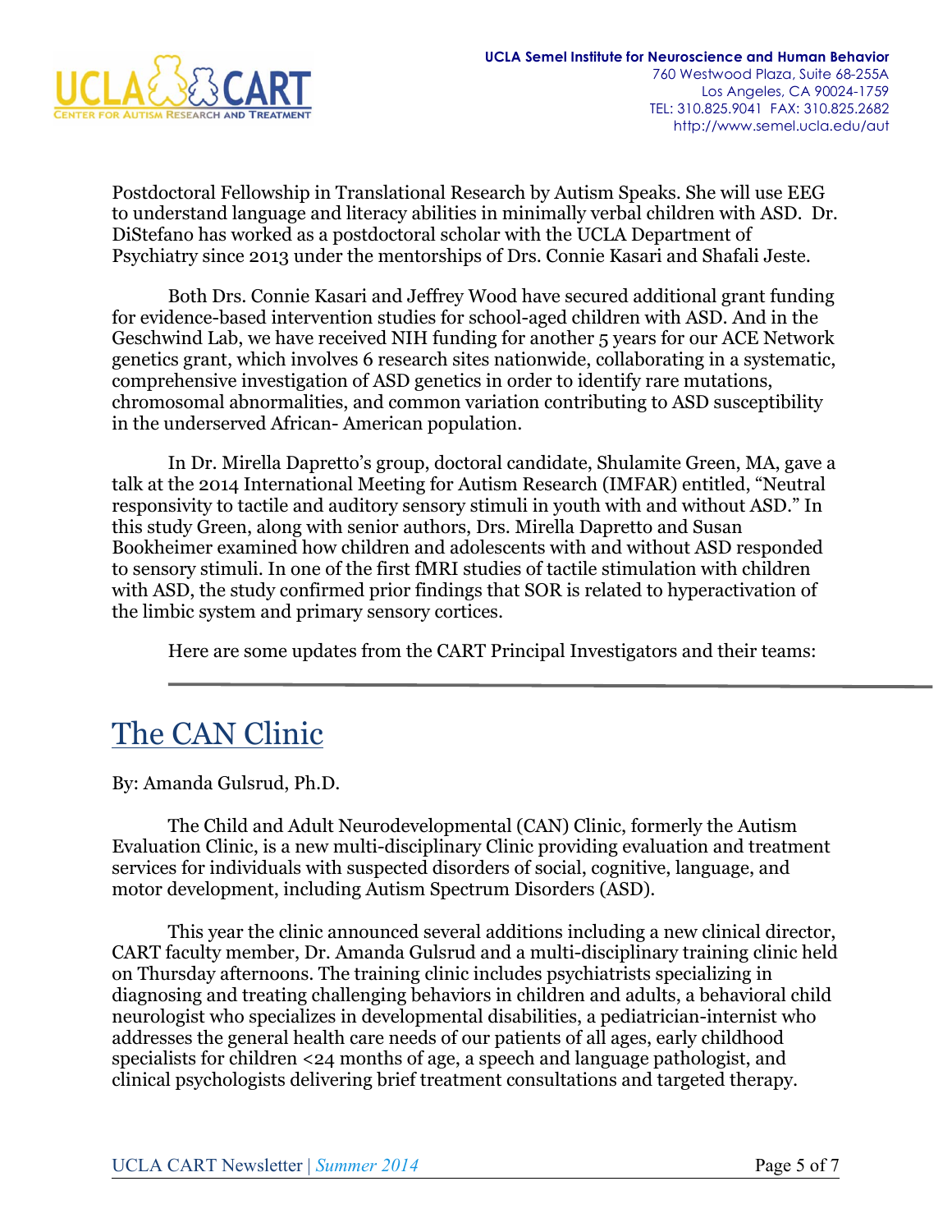Postdoctoral Fellowship in Translational Research by Autism Speaks. She will use EEG to understand language and literacy abilities in minimally verbal children with ASD. Dr. DiStefano has worked as a postdoctoral scholar with the UCLA Department of Psychiatry since 2013 under the mentorships of Drs. Connie Kasari and Shafali Jeste.

Both Drs. Connie Kasari and Jeffrey Wood have secured additional grant funding for evidence-based intervention studies for school-aged children with ASD. And in the Geschwind Lab, we have received NIH funding for another 5 years for our ACE Network genetics grant, which involves 6 research sites nationwide, collaborating in a systematic, comprehensive investigation of ASD genetics in order to identify rare mutations, chromosomal abnormalities, and common variation contributing to ASD susceptibility in the underserved African- American population.

In Dr. Mirella Dapretto's group, doctoral candidate, Shulamite Green, MA, gave a talk at the 2014 International Meeting for Autism Research (IMFAR) entitled, "Neutral responsivity to tactile and auditory sensory stimuli in youth with and without ASD." In this study Green, along with senior authors, Drs. Mirella Dapretto and Susan Bookheimer examined how children and adolescents with and without ASD responded to sensory stimuli. In one of the first fMRI studies of tactile stimulation with children with ASD, the study confirmed prior findings that SOR is related to hyperactivation of the limbic system and primary sensory cortices.

Here are some updates from the CART Principal Investigators and their teams:

---

## The CAN Clinic

By: Amanda Gulsrud, Ph.D.

The Child and Adult Neurodevelopmental (CAN) Clinic, formerly the Autism Evaluation Clinic, is a new multi-disciplinary Clinic providing evaluation and treatment services for individuals with suspected disorders of social, cognitive, language, and motor development, including Autism Spectrum Disorders (ASD).

This year the clinic announced several additions including a new clinical director, CART faculty member, Dr. Amanda Gulsrud and a multi-disciplinary training clinic held on Thursday afternoons. The training clinic includes psychiatrists specializing in diagnosing and treating challenging behaviors in children and adults, a behavioral child neurologist who specializes in developmental disabilities, a pediatrician-internist who addresses the general health care needs of our patients of all ages, early childhood specialists for children <24 months of age, a speech and language pathologist, and clinical psychologists delivering brief treatment consultations and targeted therapy.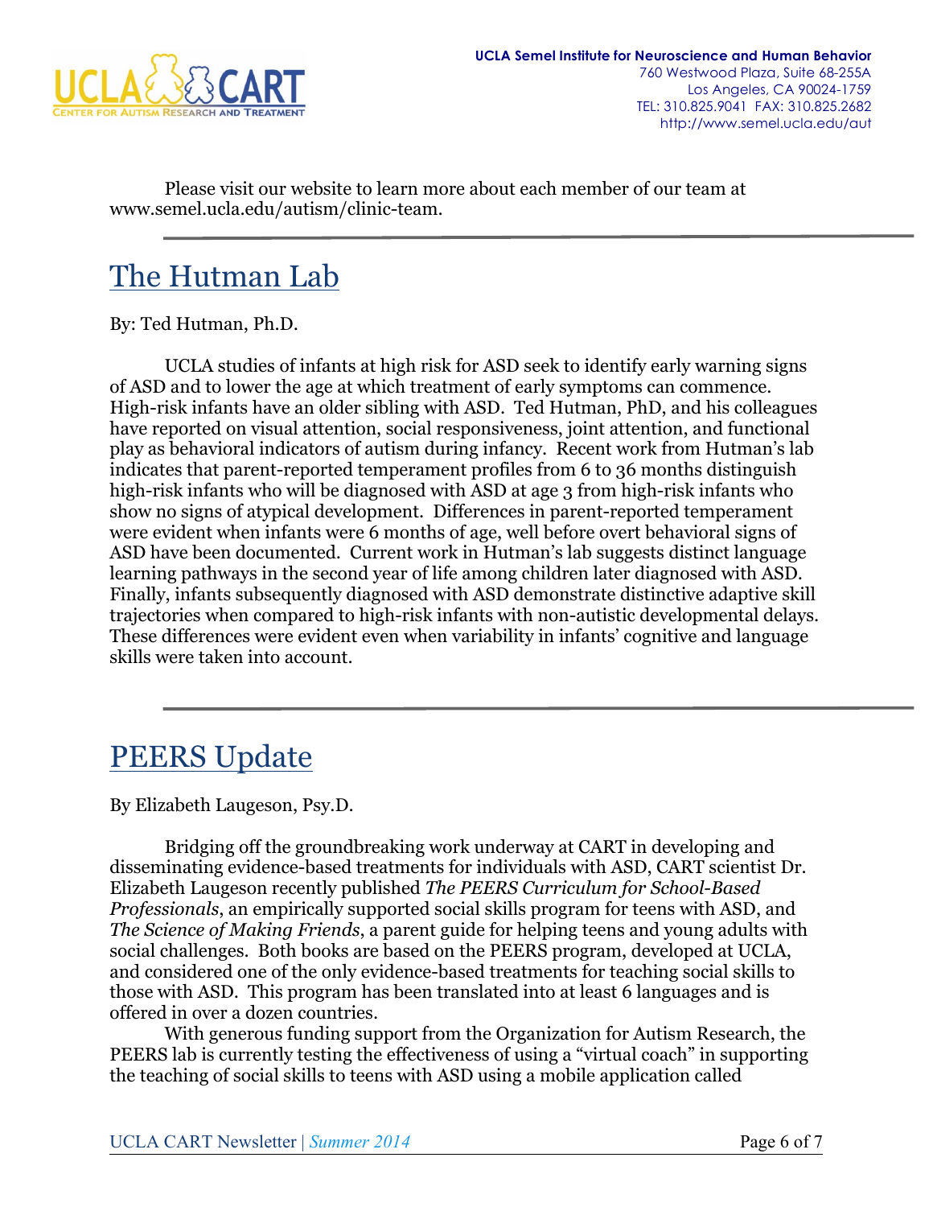Please visit our website to learn more about each member of our team at www.semel.ucla.edu/autism/clinic-team.

## The Hutman Lab

By: Ted Hutman, Ph.D.

UCLA studies of infants at high risk for ASD seek to identify early warning signs of ASD and to lower the age at which treatment of early symptoms can commence. High-risk infants have an older sibling with ASD. Ted Hutman, PhD, and his colleagues have reported on visual attention, social responsiveness, joint attention, and functional play as behavioral indicators of autism during infancy. Recent work from Hutman's lab indicates that parent-reported temperament profiles from 6 to 36 months distinguish high-risk infants who will be diagnosed with ASD at age 3 from high-risk infants who show no signs of atypical development. Differences in parent-reported temperament were evident when infants were 6 months of age, well before overt behavioral signs of ASD have been documented. Current work in Hutman's lab suggests distinct language learning pathways in the second year of life among children later diagnosed with ASD. Finally, infants subsequently diagnosed with ASD demonstrate distinctive adaptive skill trajectories when compared to high-risk infants with non-autistic developmental delays. These differences were evident even when variability in infants' cognitive and language skills were taken into account.

## PEERS Update

By Elizabeth Laugeson, Psy.D.

Bridging off the groundbreaking work underway at CART in developing and disseminating evidence-based treatments for individuals with ASD, CART scientist Dr. Elizabeth Laugeson recently published *The PEERS Curriculum for School-Based Professionals*, an empirically supported social skills program for teens with ASD, and *The Science of Making Friends*, a parent guide for helping teens and young adults with social challenges. Both books are based on the PEERS program, developed at UCLA, and considered one of the only evidence-based treatments for teaching social skills to those with ASD. This program has been translated into at least 6 languages and is offered in over a dozen countries.

With generous funding support from the Organization for Autism Research, the PEERS lab is currently testing the effectiveness of using a "virtual coach" in supporting the teaching of social skills to teens with ASD using a mobile application called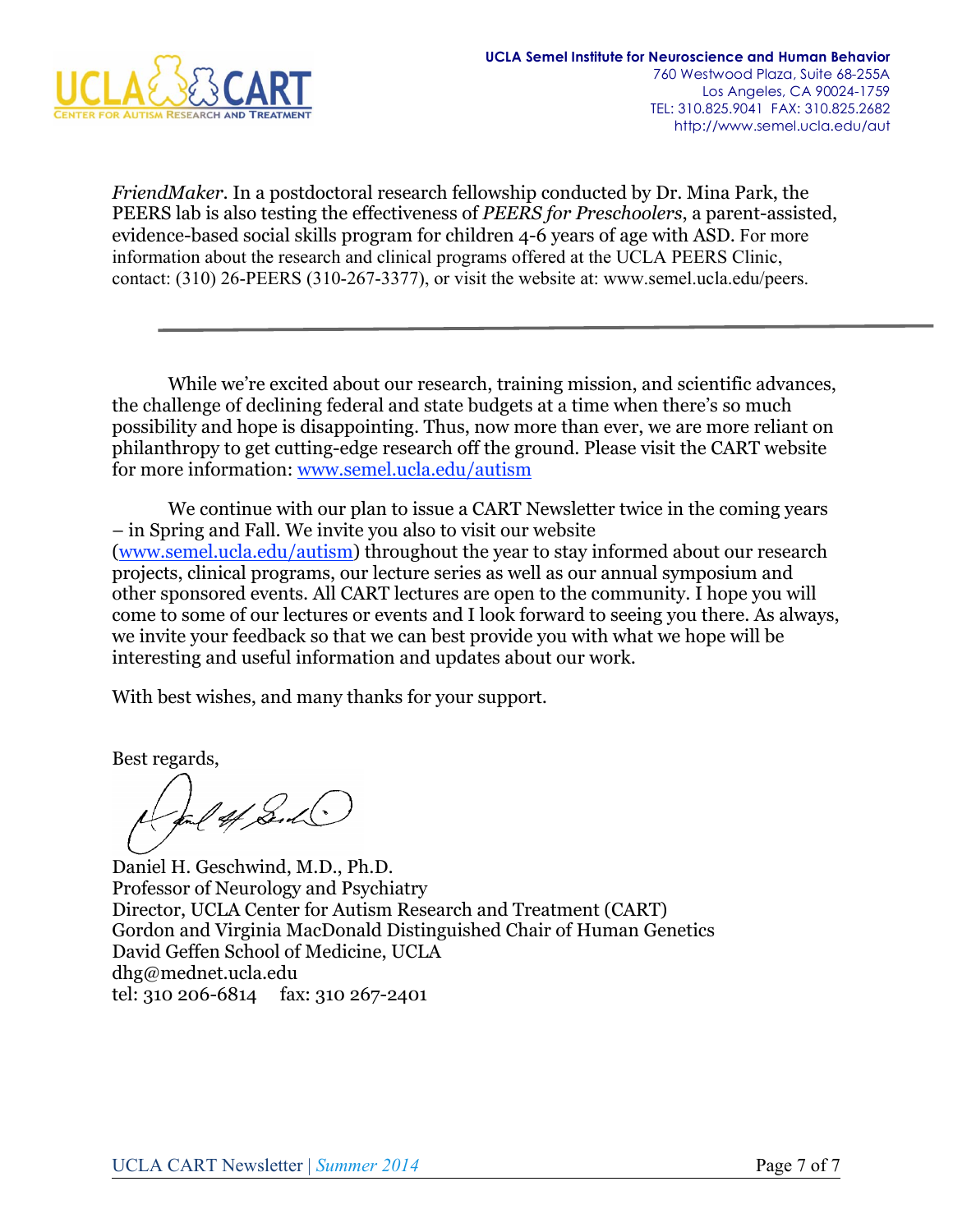*FriendMaker*. In a postdoctoral research fellowship conducted by Dr. Mina Park, the PEERS lab is also testing the effectiveness of *PEERS for Preschoolers*, a parent-assisted, evidence-based social skills program for children 4-6 years of age with ASD. For more information about the research and clinical programs offered at the UCLA PEERS Clinic, contact: (310) 26-PEERS (310-267-3377), or visit the website at: www.semel.ucla.edu/peers.

---

While we're excited about our research, training mission, and scientific advances, the challenge of declining federal and state budgets at a time when there's so much possibility and hope is disappointing. Thus, now more than ever, we are more reliant on philanthropy to get cutting-edge research off the ground. Please visit the CART website for more information: www.semel.ucla.edu/autism

We continue with our plan to issue a CART Newsletter twice in the coming years – in Spring and Fall. We invite you also to visit our website (www.semel.ucla.edu/autism) throughout the year to stay informed about our research projects, clinical programs, our lecture series as well as our annual symposium and other sponsored events. All CART lectures are open to the community. I hope you will come to some of our lectures or events and I look forward to seeing you there. As always, we invite your feedback so that we can best provide you with what we hope will be interesting and useful information and updates about our work.

With best wishes, and many thanks for your support.

Best regards,

Daniel H. Geschwind, M.D., Ph.D.
Professor of Neurology and Psychiatry
Director, UCLA Center for Autism Research and Treatment (CART)
Gordon and Virginia MacDonald Distinguished Chair of Human Genetics
David Geffen School of Medicine, UCLA
dhg@mednet.ucla.edu
tel: 310 206-6814 fax: 310 267-2401